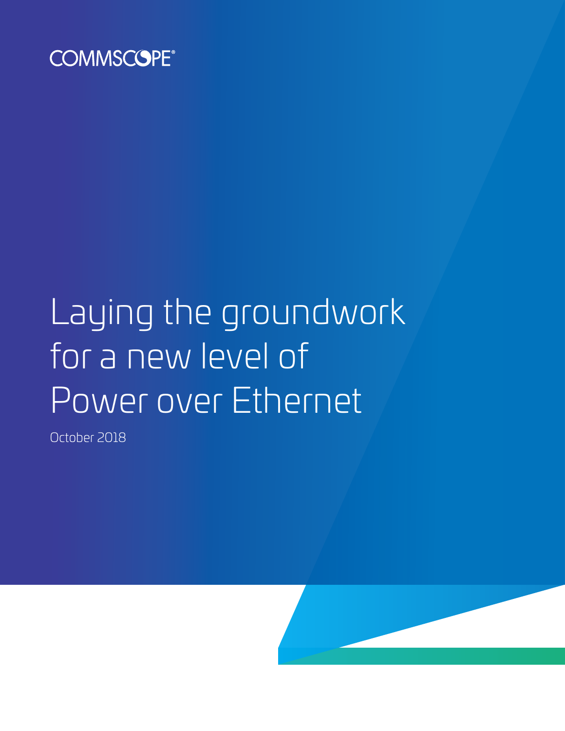COMMSCOPE®

# Laying the groundwork for a new level of Power over Ethernet

October 2018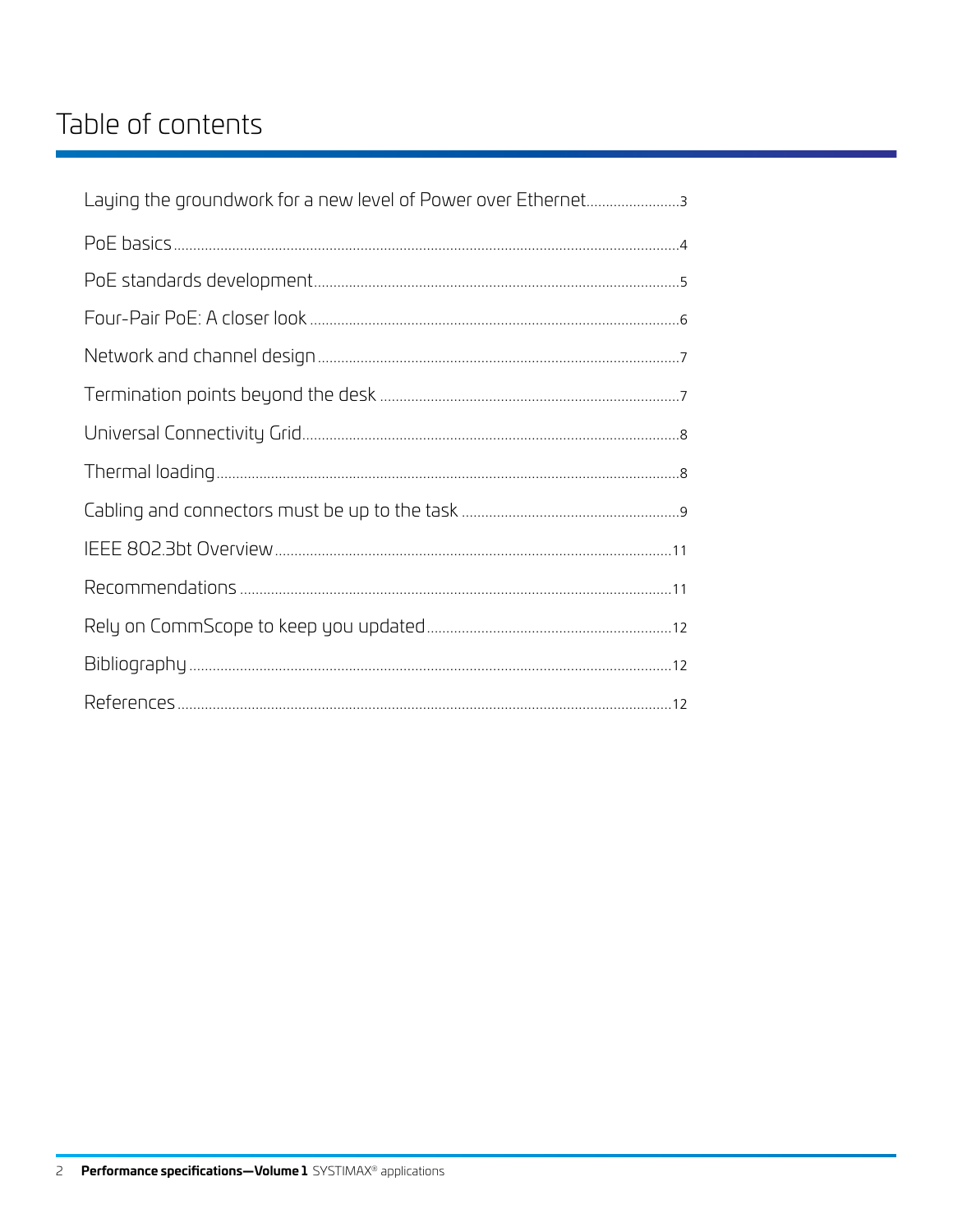# Table of contents

Laying the groundwork for a new level of Power over Ethernet........................3

PoE basics........................................................................................................4

PoE standards development.............................................................................5

Four-Pair PoE: A closer look ...........................................................................6

Network and channel design...........................................................................7

Termination points beyond the desk ...............................................................7

Universal Connectivity Grid..............................................................................8

Thermal loading...............................................................................................8

Cabling and connectors must be up to the task ..............................................9

IEEE 802.3bt Overview...................................................................................11

Recommendations .........................................................................................11

Rely on CommScope to keep you updated....................................................12

Bibliography....................................................................................................12

References......................................................................................................12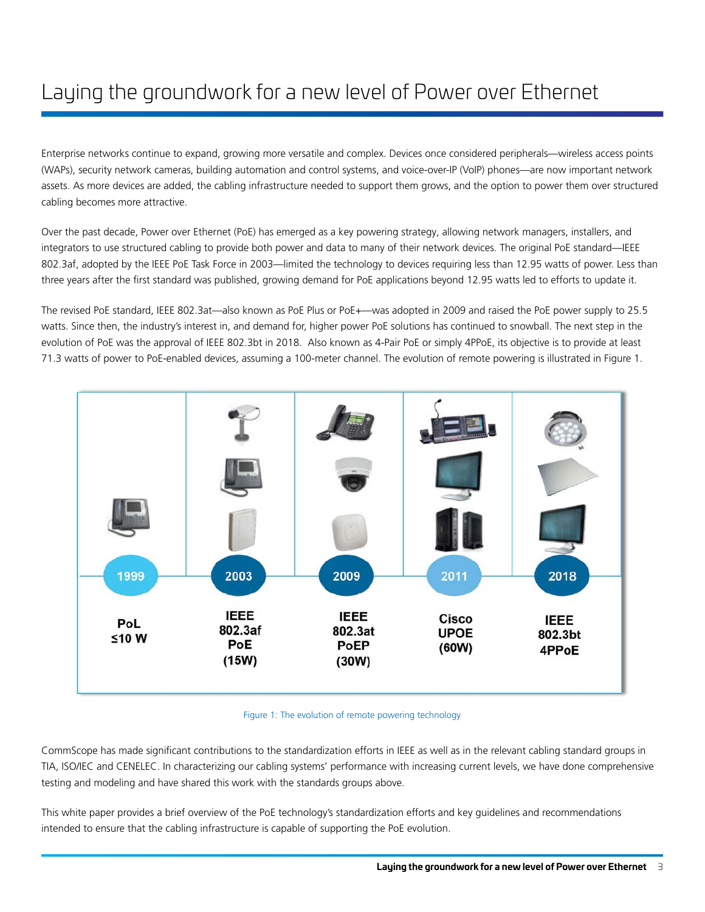# Laying the groundwork for a new level of Power over Ethernet

Enterprise networks continue to expand, growing more versatile and complex. Devices once considered peripherals—wireless access points (WAPs), security network cameras, building automation and control systems, and voice-over-IP (VoIP) phones—are now important network assets. As more devices are added, the cabling infrastructure needed to support them grows, and the option to power them over structured cabling becomes more attractive.

Over the past decade, Power over Ethernet (PoE) has emerged as a key powering strategy, allowing network managers, installers, and integrators to use structured cabling to provide both power and data to many of their network devices. The original PoE standard—IEEE 802.3af, adopted by the IEEE PoE Task Force in 2003—limited the technology to devices requiring less than 12.95 watts of power. Less than three years after the first standard was published, growing demand for PoE applications beyond 12.95 watts led to efforts to update it.

The revised PoE standard, IEEE 802.3at—also known as PoE Plus or PoE+—was adopted in 2009 and raised the PoE power supply to 25.5 watts. Since then, the industry's interest in, and demand for, higher power PoE solutions has continued to snowball. The next step in the evolution of PoE was the approval of IEEE 802.3bt in 2018. Also known as 4-Pair PoE or simply 4PPoE, its objective is to provide at least 71.3 watts of power to PoE-enabled devices, assuming a 100-meter channel. The evolution of remote powering is illustrated in Figure 1.

| 1999 | 2003 | 2009 | 2011 | 2018 |
|---|---|---|---|---|
| PoL ≤10 W | IEEE 802.3af PoE (15W) | IEEE 802.3at PoEP (30W) | Cisco UPOE (60W) | IEEE 802.3bt 4PPoE |

Figure 1: The evolution of remote powering technology

CommScope has made significant contributions to the standardization efforts in IEEE as well as in the relevant cabling standard groups in TIA, ISO/IEC and CENELEC. In characterizing our cabling systems' performance with increasing current levels, we have done comprehensive testing and modeling and have shared this work with the standards groups above.

This white paper provides a brief overview of the PoE technology's standardization efforts and key guidelines and recommendations intended to ensure that the cabling infrastructure is capable of supporting the PoE evolution.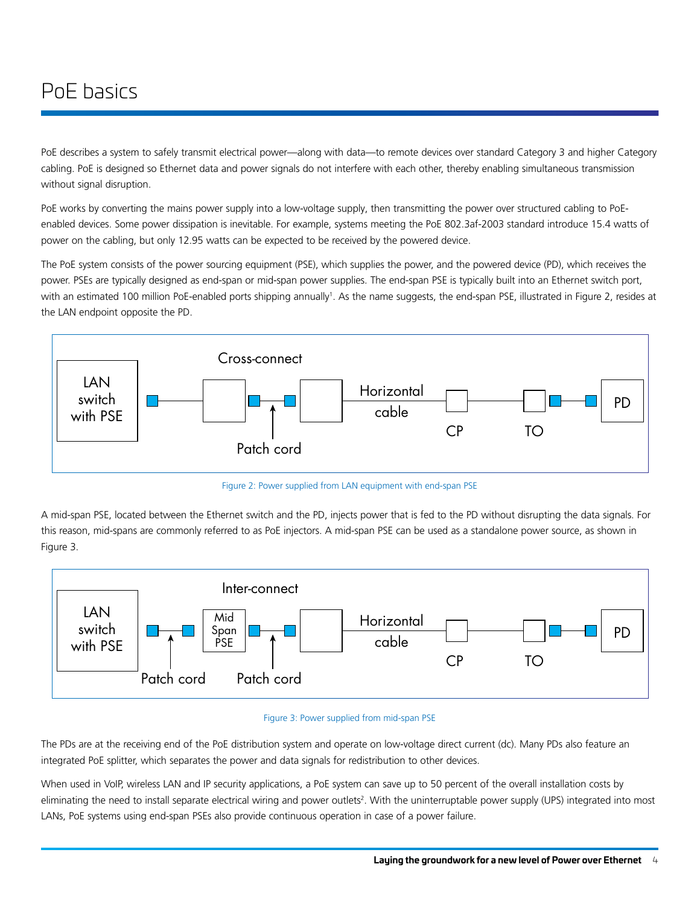# PoE basics

PoE describes a system to safely transmit electrical power—along with data—to remote devices over standard Category 3 and higher Category cabling. PoE is designed so Ethernet data and power signals do not interfere with each other, thereby enabling simultaneous transmission without signal disruption.

PoE works by converting the mains power supply into a low-voltage supply, then transmitting the power over structured cabling to PoE-enabled devices. Some power dissipation is inevitable. For example, systems meeting the PoE 802.3af-2003 standard introduce 15.4 watts of power on the cabling, but only 12.95 watts can be expected to be received by the powered device.

The PoE system consists of the power sourcing equipment (PSE), which supplies the power, and the powered device (PD), which receives the power. PSEs are typically designed as end-span or mid-span power supplies. The end-span PSE is typically built into an Ethernet switch port, with an estimated 100 million PoE-enabled ports shipping annually[1]. As the name suggests, the end-span PSE, illustrated in Figure 2, resides at the LAN endpoint opposite the PD.

Figure 2: Power supplied from LAN equipment with end-span PSE

A mid-span PSE, located between the Ethernet switch and the PD, injects power that is fed to the PD without disrupting the data signals. For this reason, mid-spans are commonly referred to as PoE injectors. A mid-span PSE can be used as a standalone power source, as shown in Figure 3.

Figure 3: Power supplied from mid-span PSE

The PDs are at the receiving end of the PoE distribution system and operate on low-voltage direct current (dc). Many PDs also feature an integrated PoE splitter, which separates the power and data signals for redistribution to other devices.

When used in VoIP, wireless LAN and IP security applications, a PoE system can save up to 50 percent of the overall installation costs by eliminating the need to install separate electrical wiring and power outlets[2]. With the uninterruptable power supply (UPS) integrated into most LANs, PoE systems using end-span PSEs also provide continuous operation in case of a power failure.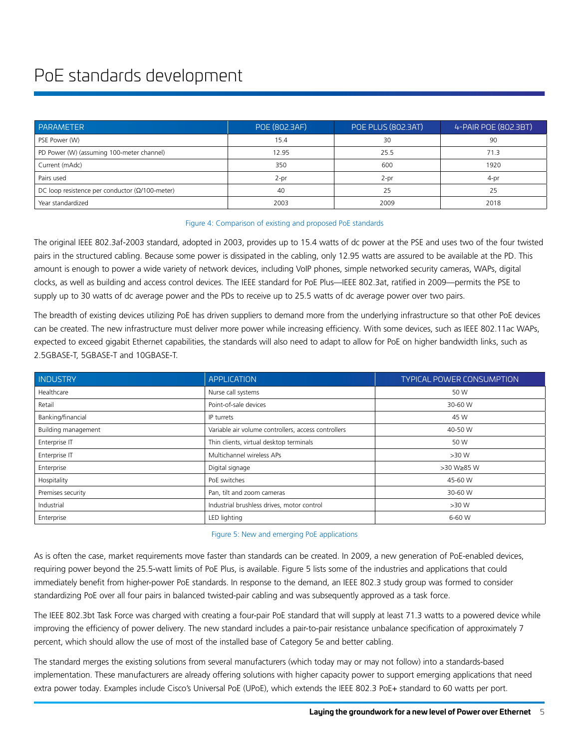# PoE standards development

| PARAMETER | POE (802.3AF) | POE PLUS (802.3AT) | 4-PAIR POE (802.3BT) |
|---|---|---|---|
| PSE Power (W) | 15.4 | 30 | 90 |
| PD Power (W) (assuming 100-meter channel) | 12.95 | 25.5 | 71.3 |
| Current (mAdc) | 350 | 600 | 1920 |
| Pairs used | 2-pr | 2-pr | 4-pr |
| DC loop resistence per conductor (Ω/100-meter) | 40 | 25 | 25 |
| Year standardized | 2003 | 2009 | 2018 |

Figure 4: Comparison of existing and proposed PoE standards

The original IEEE 802.3af-2003 standard, adopted in 2003, provides up to 15.4 watts of dc power at the PSE and uses two of the four twisted pairs in the structured cabling. Because some power is dissipated in the cabling, only 12.95 watts are assured to be available at the PD. This amount is enough to power a wide variety of network devices, including VoIP phones, simple networked security cameras, WAPs, digital clocks, as well as building and access control devices. The IEEE standard for PoE Plus—IEEE 802.3at, ratified in 2009—permits the PSE to supply up to 30 watts of dc average power and the PDs to receive up to 25.5 watts of dc average power over two pairs.

The breadth of existing devices utilizing PoE has driven suppliers to demand more from the underlying infrastructure so that other PoE devices can be created. The new infrastructure must deliver more power while increasing efficiency. With some devices, such as IEEE 802.11ac WAPs, expected to exceed gigabit Ethernet capabilities, the standards will also need to adapt to allow for PoE on higher bandwidth links, such as 2.5GBASE-T, 5GBASE-T and 10GBASE-T.

| INDUSTRY | APPLICATION | TYPICAL POWER CONSUMPTION |
|---|---|---|
| Healthcare | Nurse call systems | 50 W |
| Retail | Point-of-sale devices | 30-60 W |
| Banking/financial | IP turrets | 45 W |
| Building management | Variable air volume controllers, access controllers | 40-50 W |
| Enterprise IT | Thin clients, virtual desktop terminals | 50 W |
| Enterprise IT | Multichannel wireless APs | >30 W |
| Enterprise | Digital signage | >30 W≥85 W |
| Hospitality | PoE switches | 45-60 W |
| Premises security | Pan, tilt and zoom cameras | 30-60 W |
| Industrial | Industrial brushless drives, motor control | >30 W |
| Enterprise | LED lighting | 6-60 W |

Figure 5: New and emerging PoE applications

As is often the case, market requirements move faster than standards can be created. In 2009, a new generation of PoE-enabled devices, requiring power beyond the 25.5-watt limits of PoE Plus, is available. Figure 5 lists some of the industries and applications that could immediately benefit from higher-power PoE standards. In response to the demand, an IEEE 802.3 study group was formed to consider standardizing PoE over all four pairs in balanced twisted-pair cabling and was subsequently approved as a task force.

The IEEE 802.3bt Task Force was charged with creating a four-pair PoE standard that will supply at least 71.3 watts to a powered device while improving the efficiency of power delivery. The new standard includes a pair-to-pair resistance unbalance specification of approximately 7 percent, which should allow the use of most of the installed base of Category 5e and better cabling.

The standard merges the existing solutions from several manufacturers (which today may or may not follow) into a standards-based implementation. These manufacturers are already offering solutions with higher capacity power to support emerging applications that need extra power today. Examples include Cisco's Universal PoE (UPoE), which extends the IEEE 802.3 PoE+ standard to 60 watts per port.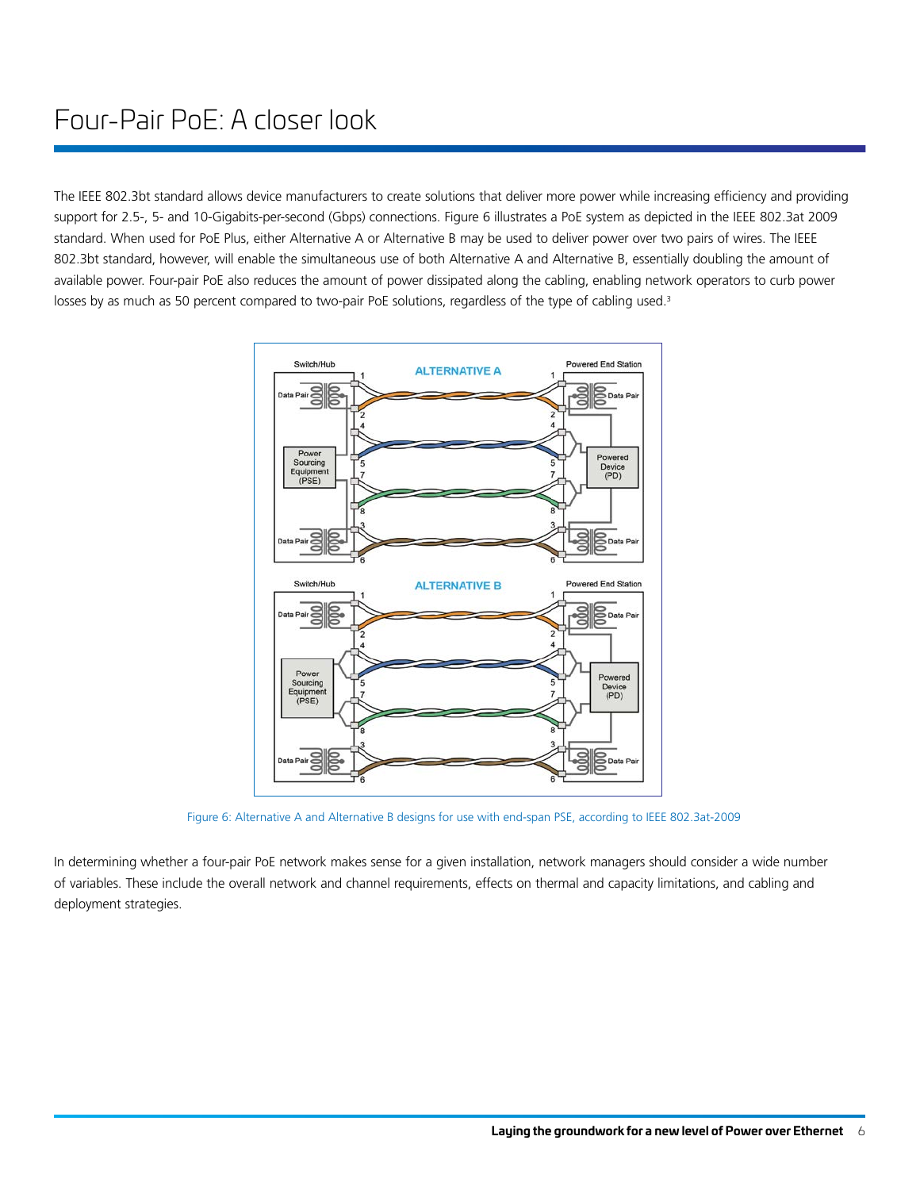# Four-Pair PoE: A closer look

The IEEE 802.3bt standard allows device manufacturers to create solutions that deliver more power while increasing efficiency and providing support for 2.5-, 5- and 10-Gigabits-per-second (Gbps) connections. Figure 6 illustrates a PoE system as depicted in the IEEE 802.3at 2009 standard. When used for PoE Plus, either Alternative A or Alternative B may be used to deliver power over two pairs of wires. The IEEE 802.3bt standard, however, will enable the simultaneous use of both Alternative A and Alternative B, essentially doubling the amount of available power. Four-pair PoE also reduces the amount of power dissipated along the cabling, enabling network operators to curb power losses by as much as 50 percent compared to two-pair PoE solutions, regardless of the type of cabling used.[3]

Figure 6: Alternative A and Alternative B designs for use with end-span PSE, according to IEEE 802.3at-2009

In determining whether a four-pair PoE network makes sense for a given installation, network managers should consider a wide number of variables. These include the overall network and channel requirements, effects on thermal and capacity limitations, and cabling and deployment strategies.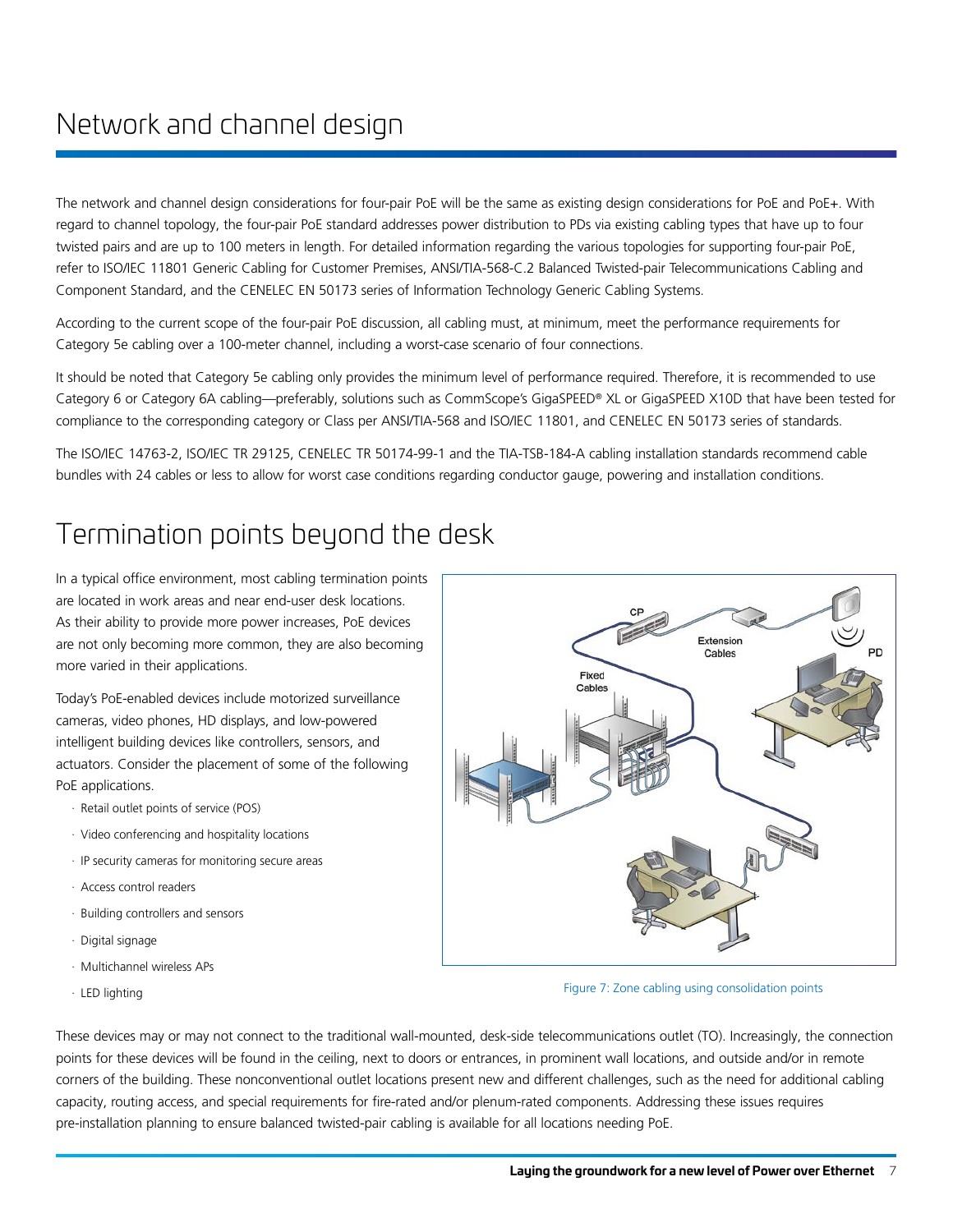# Network and channel design

The network and channel design considerations for four-pair PoE will be the same as existing design considerations for PoE and PoE+. With regard to channel topology, the four-pair PoE standard addresses power distribution to PDs via existing cabling types that have up to four twisted pairs and are up to 100 meters in length. For detailed information regarding the various topologies for supporting four-pair PoE, refer to ISO/IEC 11801 Generic Cabling for Customer Premises, ANSI/TIA-568-C.2 Balanced Twisted-pair Telecommunications Cabling and Component Standard, and the CENELEC EN 50173 series of Information Technology Generic Cabling Systems.

According to the current scope of the four-pair PoE discussion, all cabling must, at minimum, meet the performance requirements for Category 5e cabling over a 100-meter channel, including a worst-case scenario of four connections.

It should be noted that Category 5e cabling only provides the minimum level of performance required. Therefore, it is recommended to use Category 6 or Category 6A cabling—preferably, solutions such as CommScope's GigaSPEED® XL or GigaSPEED X10D that have been tested for compliance to the corresponding category or Class per ANSI/TIA-568 and ISO/IEC 11801, and CENELEC EN 50173 series of standards.

The ISO/IEC 14763-2, ISO/IEC TR 29125, CENELEC TR 50174-99-1 and the TIA-TSB-184-A cabling installation standards recommend cable bundles with 24 cables or less to allow for worst case conditions regarding conductor gauge, powering and installation conditions.

# Termination points beyond the desk

In a typical office environment, most cabling termination points are located in work areas and near end-user desk locations. As their ability to provide more power increases, PoE devices are not only becoming more common, they are also becoming more varied in their applications.

Today's PoE-enabled devices include motorized surveillance cameras, video phones, HD displays, and low-powered intelligent building devices like controllers, sensors, and actuators. Consider the placement of some of the following PoE applications.

- Retail outlet points of service (POS)
- Video conferencing and hospitality locations
- IP security cameras for monitoring secure areas
- Access control readers
- Building controllers and sensors
- Digital signage
- Multichannel wireless APs
- LED lighting

Figure 7: Zone cabling using consolidation points

These devices may or may not connect to the traditional wall-mounted, desk-side telecommunications outlet (TO). Increasingly, the connection points for these devices will be found in the ceiling, next to doors or entrances, in prominent wall locations, and outside and/or in remote corners of the building. These nonconventional outlet locations present new and different challenges, such as the need for additional cabling capacity, routing access, and special requirements for fire-rated and/or plenum-rated components. Addressing these issues requires pre-installation planning to ensure balanced twisted-pair cabling is available for all locations needing PoE.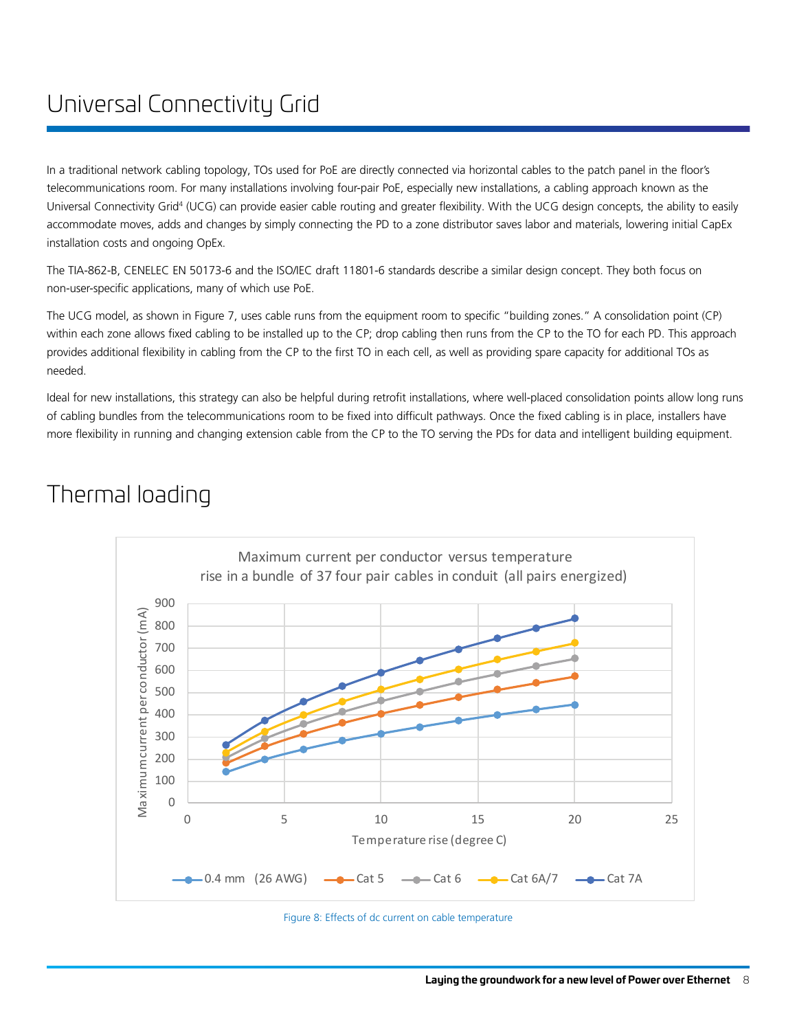# Universal Connectivity Grid

In a traditional network cabling topology, TOs used for PoE are directly connected via horizontal cables to the patch panel in the floor's telecommunications room. For many installations involving four-pair PoE, especially new installations, a cabling approach known as the Universal Connectivity Grid[4] (UCG) can provide easier cable routing and greater flexibility. With the UCG design concepts, the ability to easily accommodate moves, adds and changes by simply connecting the PD to a zone distributor saves labor and materials, lowering initial CapEx installation costs and ongoing OpEx.

The TIA-862-B, CENELEC EN 50173-6 and the ISO/IEC draft 11801-6 standards describe a similar design concept. They both focus on non-user-specific applications, many of which use PoE.

The UCG model, as shown in Figure 7, uses cable runs from the equipment room to specific "building zones." A consolidation point (CP) within each zone allows fixed cabling to be installed up to the CP; drop cabling then runs from the CP to the TO for each PD. This approach provides additional flexibility in cabling from the CP to the first TO in each cell, as well as providing spare capacity for additional TOs as needed.

Ideal for new installations, this strategy can also be helpful during retrofit installations, where well-placed consolidation points allow long runs of cabling bundles from the telecommunications room to be fixed into difficult pathways. Once the fixed cabling is in place, installers have more flexibility in running and changing extension cable from the CP to the TO serving the PDs for data and intelligent building equipment.

# Thermal loading

Maximum current per conductor versus temperature rise in a bundle of 37 four pair cables in conduit (all pairs energized)

Figure 8: Effects of dc current on cable temperature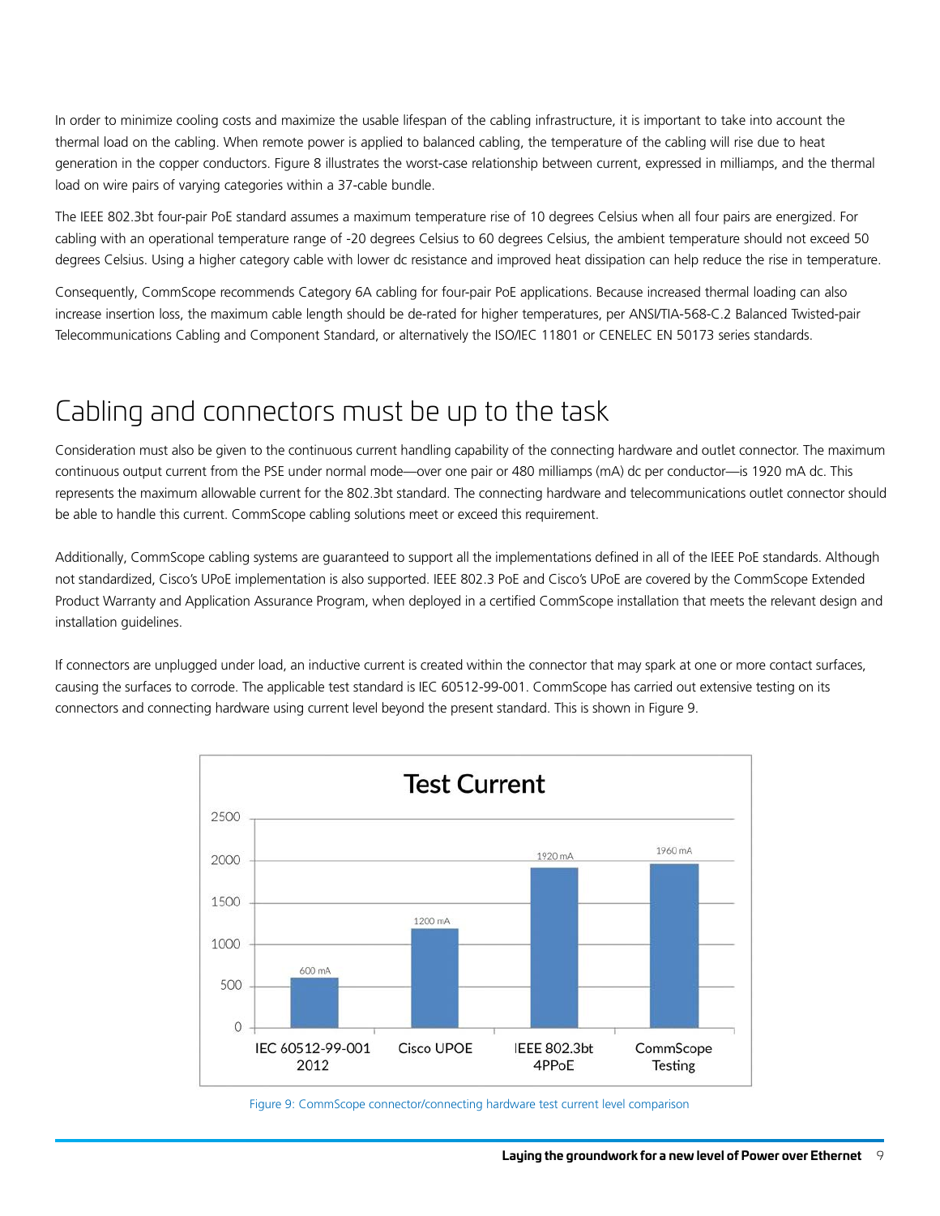In order to minimize cooling costs and maximize the usable lifespan of the cabling infrastructure, it is important to take into account the thermal load on the cabling. When remote power is applied to balanced cabling, the temperature of the cabling will rise due to heat generation in the copper conductors. Figure 8 illustrates the worst-case relationship between current, expressed in milliamps, and the thermal load on wire pairs of varying categories within a 37-cable bundle.

The IEEE 802.3bt four-pair PoE standard assumes a maximum temperature rise of 10 degrees Celsius when all four pairs are energized. For cabling with an operational temperature range of -20 degrees Celsius to 60 degrees Celsius, the ambient temperature should not exceed 50 degrees Celsius. Using a higher category cable with lower dc resistance and improved heat dissipation can help reduce the rise in temperature.

Consequently, CommScope recommends Category 6A cabling for four-pair PoE applications. Because increased thermal loading can also increase insertion loss, the maximum cable length should be de-rated for higher temperatures, per ANSI/TIA-568-C.2 Balanced Twisted-pair Telecommunications Cabling and Component Standard, or alternatively the ISO/IEC 11801 or CENELEC EN 50173 series standards.

## Cabling and connectors must be up to the task

Consideration must also be given to the continuous current handling capability of the connecting hardware and outlet connector. The maximum continuous output current from the PSE under normal mode—over one pair or 480 milliamps (mA) dc per conductor—is 1920 mA dc. This represents the maximum allowable current for the 802.3bt standard. The connecting hardware and telecommunications outlet connector should be able to handle this current. CommScope cabling solutions meet or exceed this requirement.

Additionally, CommScope cabling systems are guaranteed to support all the implementations defined in all of the IEEE PoE standards. Although not standardized, Cisco's UPoE implementation is also supported. IEEE 802.3 PoE and Cisco's UPoE are covered by the CommScope Extended Product Warranty and Application Assurance Program, when deployed in a certified CommScope installation that meets the relevant design and installation guidelines.

If connectors are unplugged under load, an inductive current is created within the connector that may spark at one or more contact surfaces, causing the surfaces to corrode. The applicable test standard is IEC 60512-99-001. CommScope has carried out extensive testing on its connectors and connecting hardware using current level beyond the present standard. This is shown in Figure 9.

**Test Current**

| | Test Current |
|---|---|
| IEC 60512-99-001 2012 | 600 mA |
| Cisco UPOE | 1200 mA |
| IEEE 802.3bt 4PPoE | 1920 mA |
| CommScope Testing | 1960 mA |

Figure 9: CommScope connector/connecting hardware test current level comparison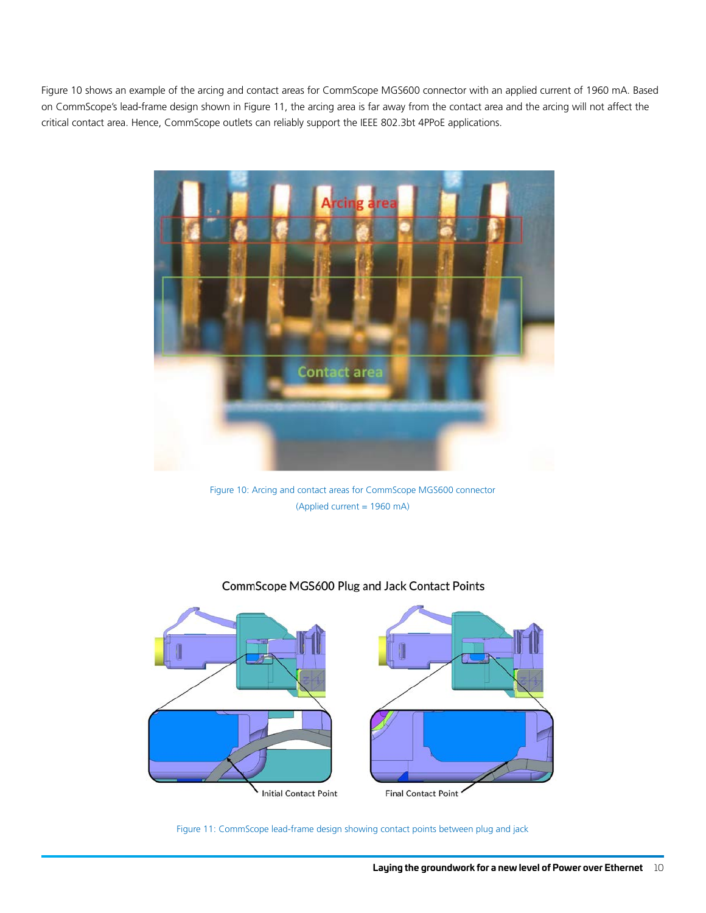Figure 10 shows an example of the arcing and contact areas for CommScope MGS600 connector with an applied current of 1960 mA. Based on CommScope's lead-frame design shown in Figure 11, the arcing area is far away from the contact area and the arcing will not affect the critical contact area. Hence, CommScope outlets can reliably support the IEEE 802.3bt 4PPoE applications.

Figure 10: Arcing and contact areas for CommScope MGS600 connector (Applied current = 1960 mA)

Figure 11: CommScope lead-frame design showing contact points between plug and jack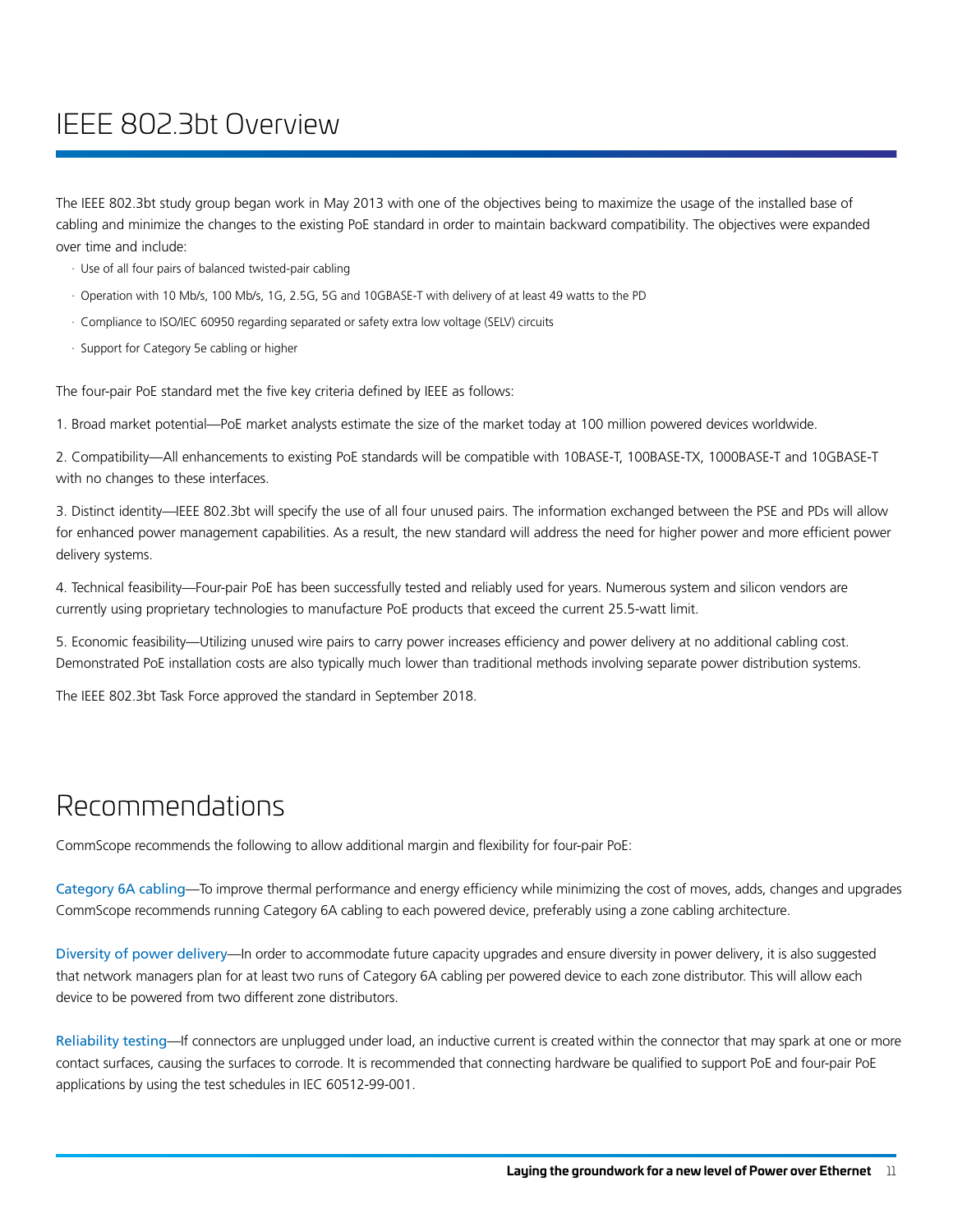# IEEE 802.3bt Overview

The IEEE 802.3bt study group began work in May 2013 with one of the objectives being to maximize the usage of the installed base of cabling and minimize the changes to the existing PoE standard in order to maintain backward compatibility. The objectives were expanded over time and include:

- Use of all four pairs of balanced twisted-pair cabling
- Operation with 10 Mb/s, 100 Mb/s, 1G, 2.5G, 5G and 10GBASE-T with delivery of at least 49 watts to the PD
- Compliance to ISO/IEC 60950 regarding separated or safety extra low voltage (SELV) circuits
- Support for Category 5e cabling or higher

The four-pair PoE standard met the five key criteria defined by IEEE as follows:

1. Broad market potential—PoE market analysts estimate the size of the market today at 100 million powered devices worldwide.

2. Compatibility—All enhancements to existing PoE standards will be compatible with 10BASE-T, 100BASE-TX, 1000BASE-T and 10GBASE-T with no changes to these interfaces.

3. Distinct identity—IEEE 802.3bt will specify the use of all four unused pairs. The information exchanged between the PSE and PDs will allow for enhanced power management capabilities. As a result, the new standard will address the need for higher power and more efficient power delivery systems.

4. Technical feasibility—Four-pair PoE has been successfully tested and reliably used for years. Numerous system and silicon vendors are currently using proprietary technologies to manufacture PoE products that exceed the current 25.5-watt limit.

5. Economic feasibility—Utilizing unused wire pairs to carry power increases efficiency and power delivery at no additional cabling cost. Demonstrated PoE installation costs are also typically much lower than traditional methods involving separate power distribution systems.

The IEEE 802.3bt Task Force approved the standard in September 2018.

# Recommendations

CommScope recommends the following to allow additional margin and flexibility for four-pair PoE:

Category 6A cabling—To improve thermal performance and energy efficiency while minimizing the cost of moves, adds, changes and upgrades CommScope recommends running Category 6A cabling to each powered device, preferably using a zone cabling architecture.

Diversity of power delivery—In order to accommodate future capacity upgrades and ensure diversity in power delivery, it is also suggested that network managers plan for at least two runs of Category 6A cabling per powered device to each zone distributor. This will allow each device to be powered from two different zone distributors.

Reliability testing—If connectors are unplugged under load, an inductive current is created within the connector that may spark at one or more contact surfaces, causing the surfaces to corrode. It is recommended that connecting hardware be qualified to support PoE and four-pair PoE applications by using the test schedules in IEC 60512-99-001.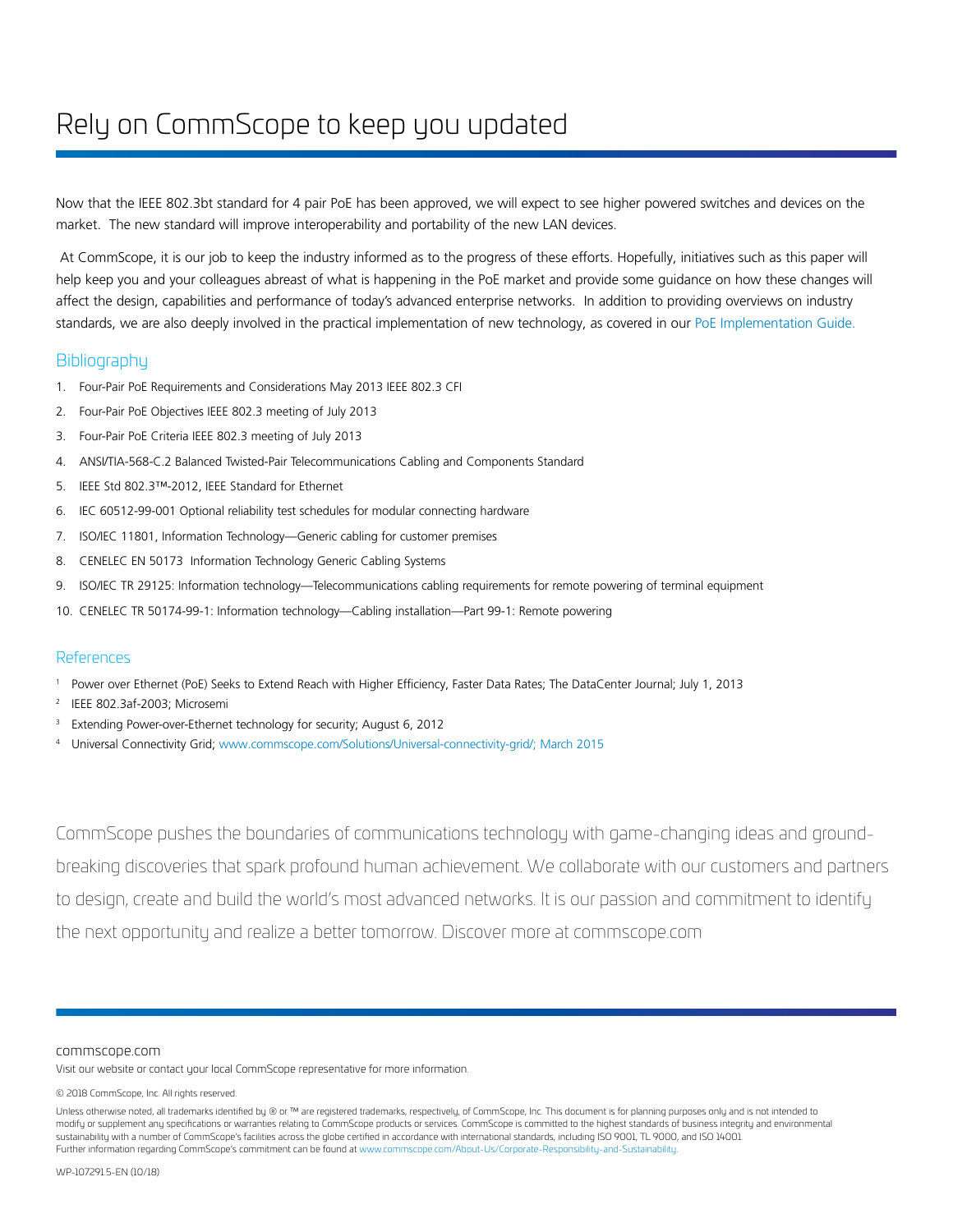# Rely on CommScope to keep you updated

Now that the IEEE 802.3bt standard for 4 pair PoE has been approved, we will expect to see higher powered switches and devices on the market. The new standard will improve interoperability and portability of the new LAN devices.

At CommScope, it is our job to keep the industry informed as to the progress of these efforts. Hopefully, initiatives such as this paper will help keep you and your colleagues abreast of what is happening in the PoE market and provide some guidance on how these changes will affect the design, capabilities and performance of today's advanced enterprise networks. In addition to providing overviews on industry standards, we are also deeply involved in the practical implementation of new technology, as covered in our PoE Implementation Guide.

## Bibliography

1. Four-Pair PoE Requirements and Considerations May 2013 IEEE 802.3 CFI
2. Four-Pair PoE Objectives IEEE 802.3 meeting of July 2013
3. Four-Pair PoE Criteria IEEE 802.3 meeting of July 2013
4. ANSI/TIA-568-C.2 Balanced Twisted-Pair Telecommunications Cabling and Components Standard
5. IEEE Std 802.3™-2012, IEEE Standard for Ethernet
6. IEC 60512-99-001 Optional reliability test schedules for modular connecting hardware
7. ISO/IEC 11801, Information Technology—Generic cabling for customer premises
8. CENELEC EN 50173 Information Technology Generic Cabling Systems
9. ISO/IEC TR 29125: Information technology—Telecommunications cabling requirements for remote powering of terminal equipment
10. CENELEC TR 50174-99-1: Information technology—Cabling installation—Part 99-1: Remote powering

## References

[1] Power over Ethernet (PoE) Seeks to Extend Reach with Higher Efficiency, Faster Data Rates; The DataCenter Journal; July 1, 2013

[2] IEEE 802.3af-2003; Microsemi

[3] Extending Power-over-Ethernet technology for security; August 6, 2012

[4] Universal Connectivity Grid; www.commscope.com/Solutions/Universal-connectivity-grid/; March 2015

CommScope pushes the boundaries of communications technology with game-changing ideas and ground-breaking discoveries that spark profound human achievement. We collaborate with our customers and partners to design, create and build the world's most advanced networks. It is our passion and commitment to identify the next opportunity and realize a better tomorrow. Discover more at commscope.com

commscope.com

Visit our website or contact your local CommScope representative for more information.

© 2018 CommScope, Inc. All rights reserved.

Unless otherwise noted, all trademarks identified by ® or ™ are registered trademarks, respectively, of CommScope, Inc. This document is for planning purposes only and is not intended to modify or supplement any specifications or warranties relating to CommScope products or services. CommScope is committed to the highest standards of business integrity and environmental sustainability with a number of CommScope's facilities across the globe certified in accordance with international standards, including ISO 9001, TL 9000, and ISO 14001. Further information regarding CommScope's commitment can be found at www.commscope.com/About-Us/Corporate-Responsibility-and-Sustainability.

WP-107291.5-EN (10/18)